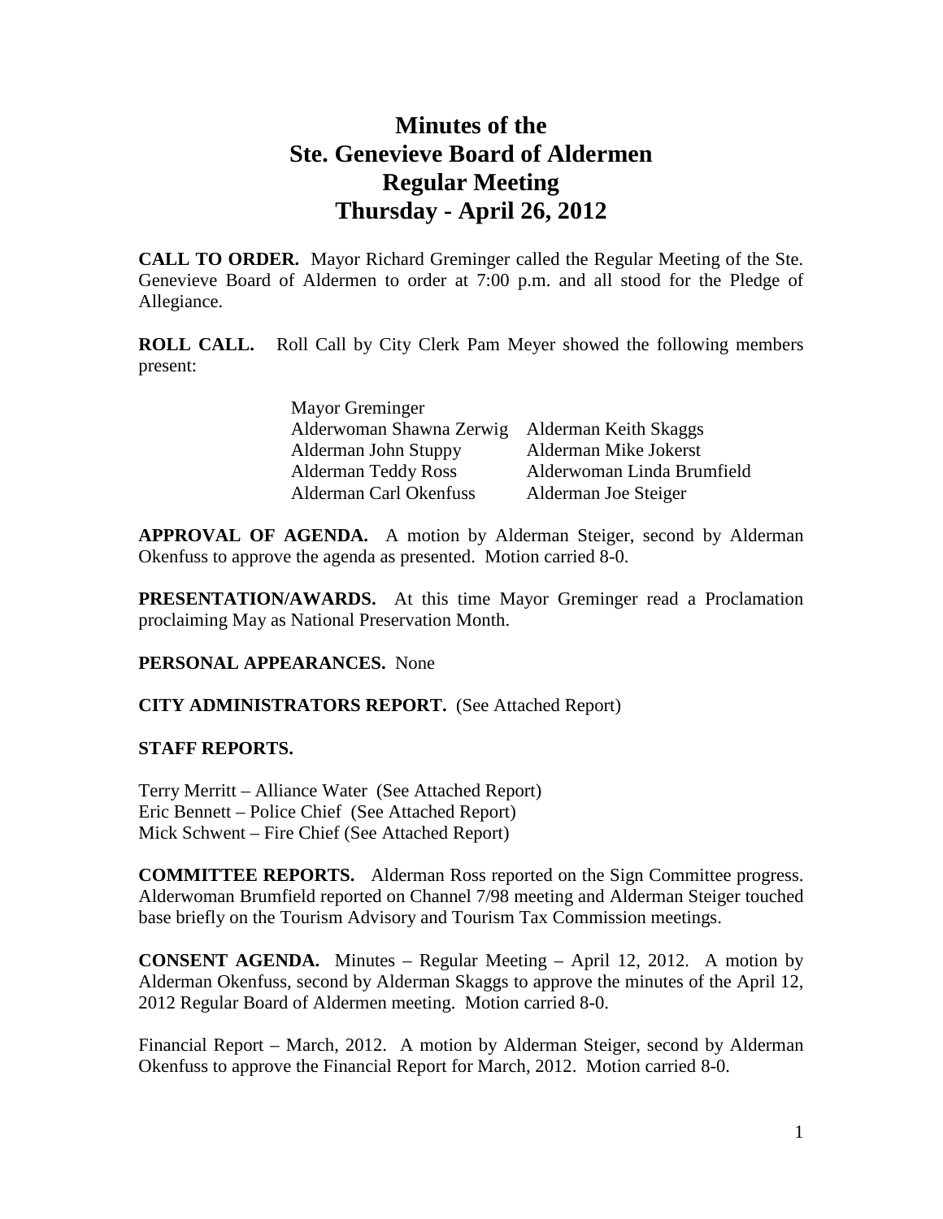# Minutes of the Ste. Genevieve Board of Aldermen Regular Meeting Thursday - April 26, 2012

**CALL TO ORDER.** Mayor Richard Greminger called the Regular Meeting of the Ste. Genevieve Board of Aldermen to order at 7:00 p.m. and all stood for the Pledge of Allegiance.

**ROLL CALL.** Roll Call by City Clerk Pam Meyer showed the following members present:

Mayor Greminger

| | |
|---|---|
| Alderwoman Shawna Zerwig | Alderman Keith Skaggs |
| Alderman John Stuppy | Alderman Mike Jokerst |
| Alderman Teddy Ross | Alderwoman Linda Brumfield |
| Alderman Carl Okenfuss | Alderman Joe Steiger |

**APPROVAL OF AGENDA.** A motion by Alderman Steiger, second by Alderman Okenfuss to approve the agenda as presented. Motion carried 8-0.

**PRESENTATION/AWARDS.** At this time Mayor Greminger read a Proclamation proclaiming May as National Preservation Month.

**PERSONAL APPEARANCES.** None

**CITY ADMINISTRATORS REPORT.** (See Attached Report)

**STAFF REPORTS.**

Terry Merritt – Alliance Water (See Attached Report)
Eric Bennett – Police Chief (See Attached Report)
Mick Schwent – Fire Chief (See Attached Report)

**COMMITTEE REPORTS.** Alderman Ross reported on the Sign Committee progress. Alderwoman Brumfield reported on Channel 7/98 meeting and Alderman Steiger touched base briefly on the Tourism Advisory and Tourism Tax Commission meetings.

**CONSENT AGENDA.** Minutes – Regular Meeting – April 12, 2012. A motion by Alderman Okenfuss, second by Alderman Skaggs to approve the minutes of the April 12, 2012 Regular Board of Aldermen meeting. Motion carried 8-0.

Financial Report – March, 2012. A motion by Alderman Steiger, second by Alderman Okenfuss to approve the Financial Report for March, 2012. Motion carried 8-0.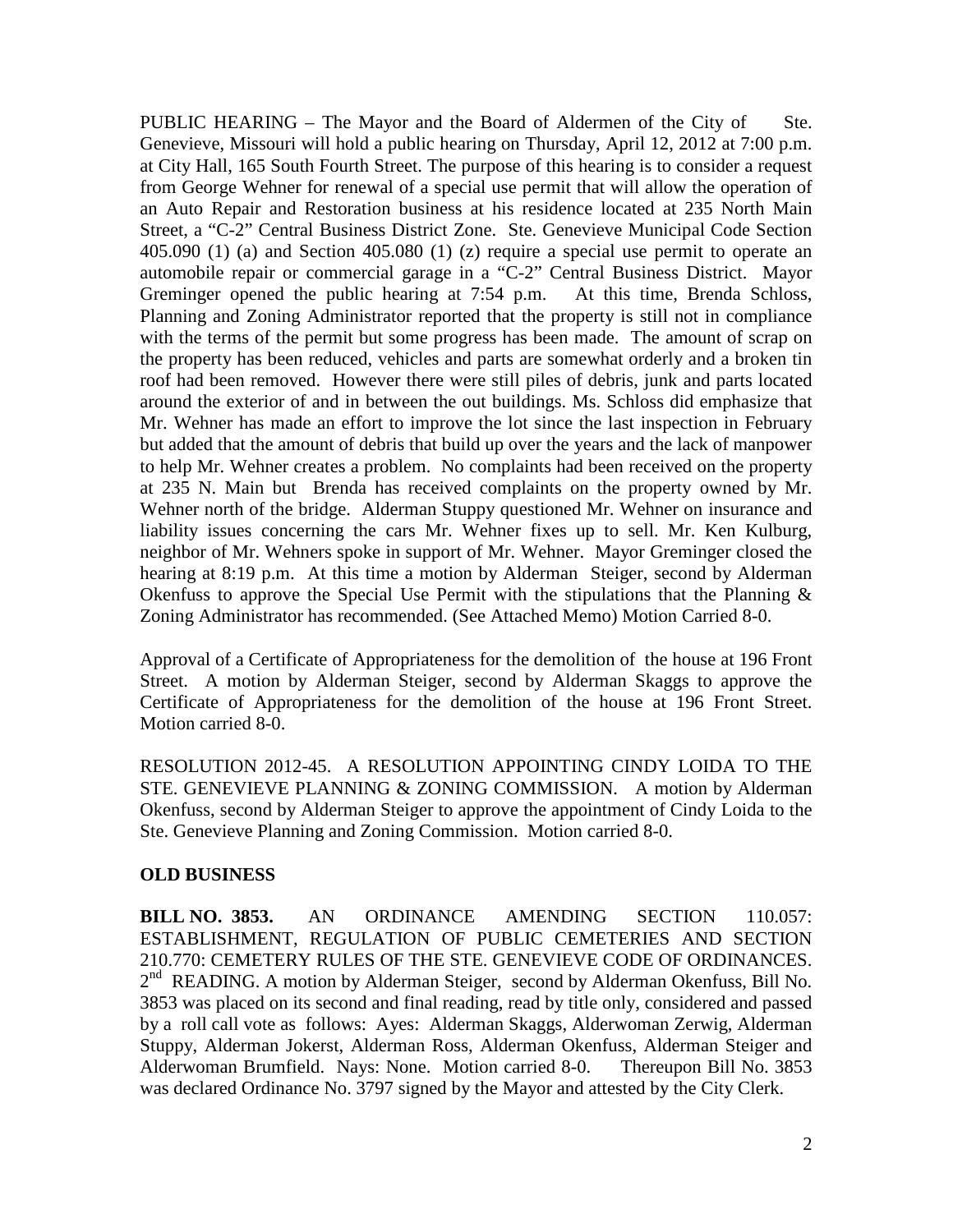PUBLIC HEARING – The Mayor and the Board of Aldermen of the City of Ste. Genevieve, Missouri will hold a public hearing on Thursday, April 12, 2012 at 7:00 p.m. at City Hall, 165 South Fourth Street. The purpose of this hearing is to consider a request from George Wehner for renewal of a special use permit that will allow the operation of an Auto Repair and Restoration business at his residence located at 235 North Main Street, a "C-2" Central Business District Zone. Ste. Genevieve Municipal Code Section 405.090 (1) (a) and Section 405.080 (1) (z) require a special use permit to operate an automobile repair or commercial garage in a "C-2" Central Business District. Mayor Greminger opened the public hearing at 7:54 p.m. At this time, Brenda Schloss, Planning and Zoning Administrator reported that the property is still not in compliance with the terms of the permit but some progress has been made. The amount of scrap on the property has been reduced, vehicles and parts are somewhat orderly and a broken tin roof had been removed. However there were still piles of debris, junk and parts located around the exterior of and in between the out buildings. Ms. Schloss did emphasize that Mr. Wehner has made an effort to improve the lot since the last inspection in February but added that the amount of debris that build up over the years and the lack of manpower to help Mr. Wehner creates a problem. No complaints had been received on the property at 235 N. Main but Brenda has received complaints on the property owned by Mr. Wehner north of the bridge. Alderman Stuppy questioned Mr. Wehner on insurance and liability issues concerning the cars Mr. Wehner fixes up to sell. Mr. Ken Kulburg, neighbor of Mr. Wehners spoke in support of Mr. Wehner. Mayor Greminger closed the hearing at 8:19 p.m. At this time a motion by Alderman Steiger, second by Alderman Okenfuss to approve the Special Use Permit with the stipulations that the Planning & Zoning Administrator has recommended. (See Attached Memo) Motion Carried 8-0.

Approval of a Certificate of Appropriateness for the demolition of the house at 196 Front Street. A motion by Alderman Steiger, second by Alderman Skaggs to approve the Certificate of Appropriateness for the demolition of the house at 196 Front Street. Motion carried 8-0.

RESOLUTION 2012-45. A RESOLUTION APPOINTING CINDY LOIDA TO THE STE. GENEVIEVE PLANNING & ZONING COMMISSION. A motion by Alderman Okenfuss, second by Alderman Steiger to approve the appointment of Cindy Loida to the Ste. Genevieve Planning and Zoning Commission. Motion carried 8-0.

**OLD BUSINESS**

**BILL NO. 3853.** AN ORDINANCE AMENDING SECTION 110.057: ESTABLISHMENT, REGULATION OF PUBLIC CEMETERIES AND SECTION 210.770: CEMETERY RULES OF THE STE. GENEVIEVE CODE OF ORDINANCES. 2nd READING. A motion by Alderman Steiger, second by Alderman Okenfuss, Bill No. 3853 was placed on its second and final reading, read by title only, considered and passed by a roll call vote as follows: Ayes: Alderman Skaggs, Alderwoman Zerwig, Alderman Stuppy, Alderman Jokerst, Alderman Ross, Alderman Okenfuss, Alderman Steiger and Alderwoman Brumfield. Nays: None. Motion carried 8-0. Thereupon Bill No. 3853 was declared Ordinance No. 3797 signed by the Mayor and attested by the City Clerk.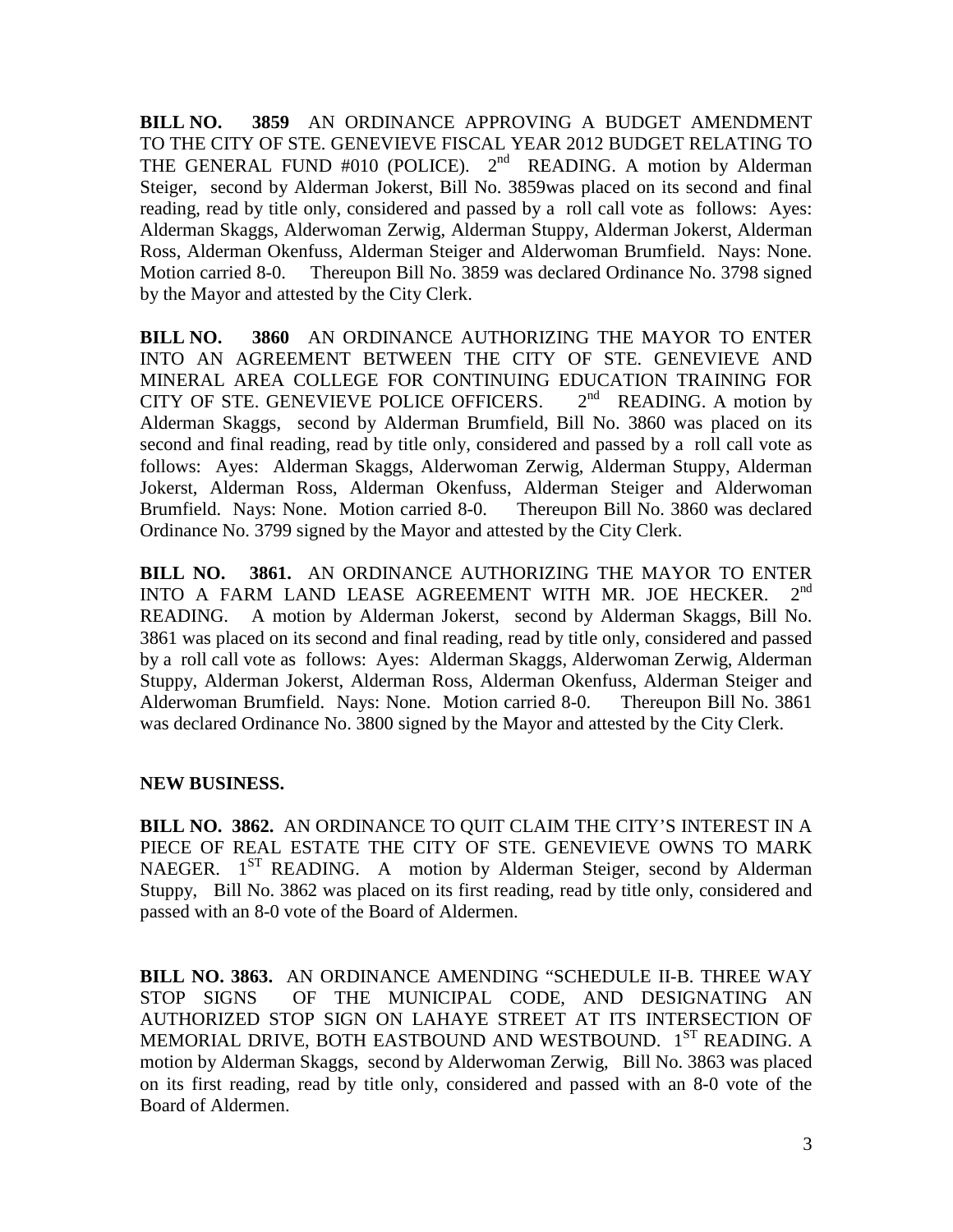**BILL NO. 3859** AN ORDINANCE APPROVING A BUDGET AMENDMENT TO THE CITY OF STE. GENEVIEVE FISCAL YEAR 2012 BUDGET RELATING TO THE GENERAL FUND #010 (POLICE). 2nd READING. A motion by Alderman Steiger, second by Alderman Jokerst, Bill No. 3859was placed on its second and final reading, read by title only, considered and passed by a roll call vote as follows: Ayes: Alderman Skaggs, Alderwoman Zerwig, Alderman Stuppy, Alderman Jokerst, Alderman Ross, Alderman Okenfuss, Alderman Steiger and Alderwoman Brumfield. Nays: None. Motion carried 8-0. Thereupon Bill No. 3859 was declared Ordinance No. 3798 signed by the Mayor and attested by the City Clerk.

**BILL NO. 3860** AN ORDINANCE AUTHORIZING THE MAYOR TO ENTER INTO AN AGREEMENT BETWEEN THE CITY OF STE. GENEVIEVE AND MINERAL AREA COLLEGE FOR CONTINUING EDUCATION TRAINING FOR CITY OF STE. GENEVIEVE POLICE OFFICERS. 2nd READING. A motion by Alderman Skaggs, second by Alderman Brumfield, Bill No. 3860 was placed on its second and final reading, read by title only, considered and passed by a roll call vote as follows: Ayes: Alderman Skaggs, Alderwoman Zerwig, Alderman Stuppy, Alderman Jokerst, Alderman Ross, Alderman Okenfuss, Alderman Steiger and Alderwoman Brumfield. Nays: None. Motion carried 8-0. Thereupon Bill No. 3860 was declared Ordinance No. 3799 signed by the Mayor and attested by the City Clerk.

**BILL NO. 3861.** AN ORDINANCE AUTHORIZING THE MAYOR TO ENTER INTO A FARM LAND LEASE AGREEMENT WITH MR. JOE HECKER. 2nd READING. A motion by Alderman Jokerst, second by Alderman Skaggs, Bill No. 3861 was placed on its second and final reading, read by title only, considered and passed by a roll call vote as follows: Ayes: Alderman Skaggs, Alderwoman Zerwig, Alderman Stuppy, Alderman Jokerst, Alderman Ross, Alderman Okenfuss, Alderman Steiger and Alderwoman Brumfield. Nays: None. Motion carried 8-0. Thereupon Bill No. 3861 was declared Ordinance No. 3800 signed by the Mayor and attested by the City Clerk.

**NEW BUSINESS.**

**BILL NO. 3862.** AN ORDINANCE TO QUIT CLAIM THE CITY'S INTEREST IN A PIECE OF REAL ESTATE THE CITY OF STE. GENEVIEVE OWNS TO MARK NAEGER. 1ST READING. A motion by Alderman Steiger, second by Alderman Stuppy, Bill No. 3862 was placed on its first reading, read by title only, considered and passed with an 8-0 vote of the Board of Aldermen.

**BILL NO. 3863.** AN ORDINANCE AMENDING "SCHEDULE II-B. THREE WAY STOP SIGNS OF THE MUNICIPAL CODE, AND DESIGNATING AN AUTHORIZED STOP SIGN ON LAHAYE STREET AT ITS INTERSECTION OF MEMORIAL DRIVE, BOTH EASTBOUND AND WESTBOUND. 1ST READING. A motion by Alderman Skaggs, second by Alderwoman Zerwig, Bill No. 3863 was placed on its first reading, read by title only, considered and passed with an 8-0 vote of the Board of Aldermen.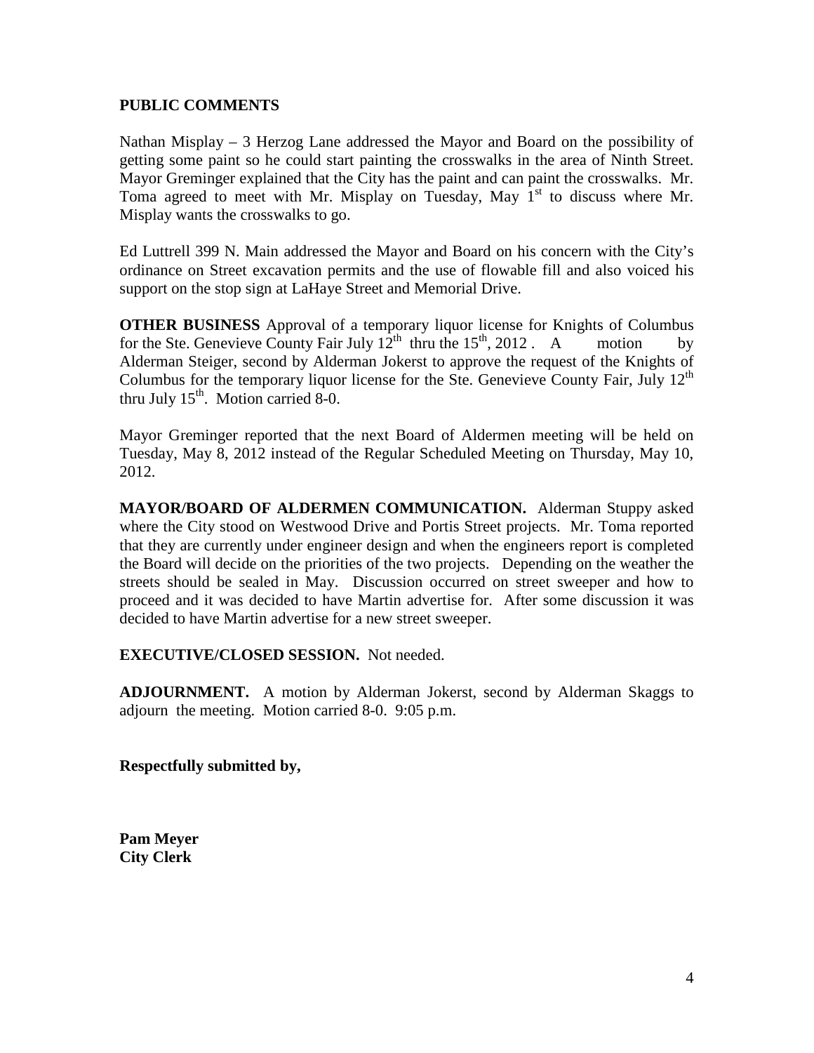**PUBLIC COMMENTS**

Nathan Misplay – 3 Herzog Lane addressed the Mayor and Board on the possibility of getting some paint so he could start painting the crosswalks in the area of Ninth Street. Mayor Greminger explained that the City has the paint and can paint the crosswalks. Mr. Toma agreed to meet with Mr. Misplay on Tuesday, May 1st to discuss where Mr. Misplay wants the crosswalks to go.

Ed Luttrell 399 N. Main addressed the Mayor and Board on his concern with the City's ordinance on Street excavation permits and the use of flowable fill and also voiced his support on the stop sign at LaHaye Street and Memorial Drive.

**OTHER BUSINESS** Approval of a temporary liquor license for Knights of Columbus for the Ste. Genevieve County Fair July 12th thru the 15th, 2012 . A motion by Alderman Steiger, second by Alderman Jokerst to approve the request of the Knights of Columbus for the temporary liquor license for the Ste. Genevieve County Fair, July 12th thru July 15th. Motion carried 8-0.

Mayor Greminger reported that the next Board of Aldermen meeting will be held on Tuesday, May 8, 2012 instead of the Regular Scheduled Meeting on Thursday, May 10, 2012.

**MAYOR/BOARD OF ALDERMEN COMMUNICATION.** Alderman Stuppy asked where the City stood on Westwood Drive and Portis Street projects. Mr. Toma reported that they are currently under engineer design and when the engineers report is completed the Board will decide on the priorities of the two projects. Depending on the weather the streets should be sealed in May. Discussion occurred on street sweeper and how to proceed and it was decided to have Martin advertise for. After some discussion it was decided to have Martin advertise for a new street sweeper.

**EXECUTIVE/CLOSED SESSION.** Not needed.

**ADJOURNMENT.** A motion by Alderman Jokerst, second by Alderman Skaggs to adjourn the meeting. Motion carried 8-0. 9:05 p.m.

**Respectfully submitted by,**

**Pam Meyer**
**City Clerk**